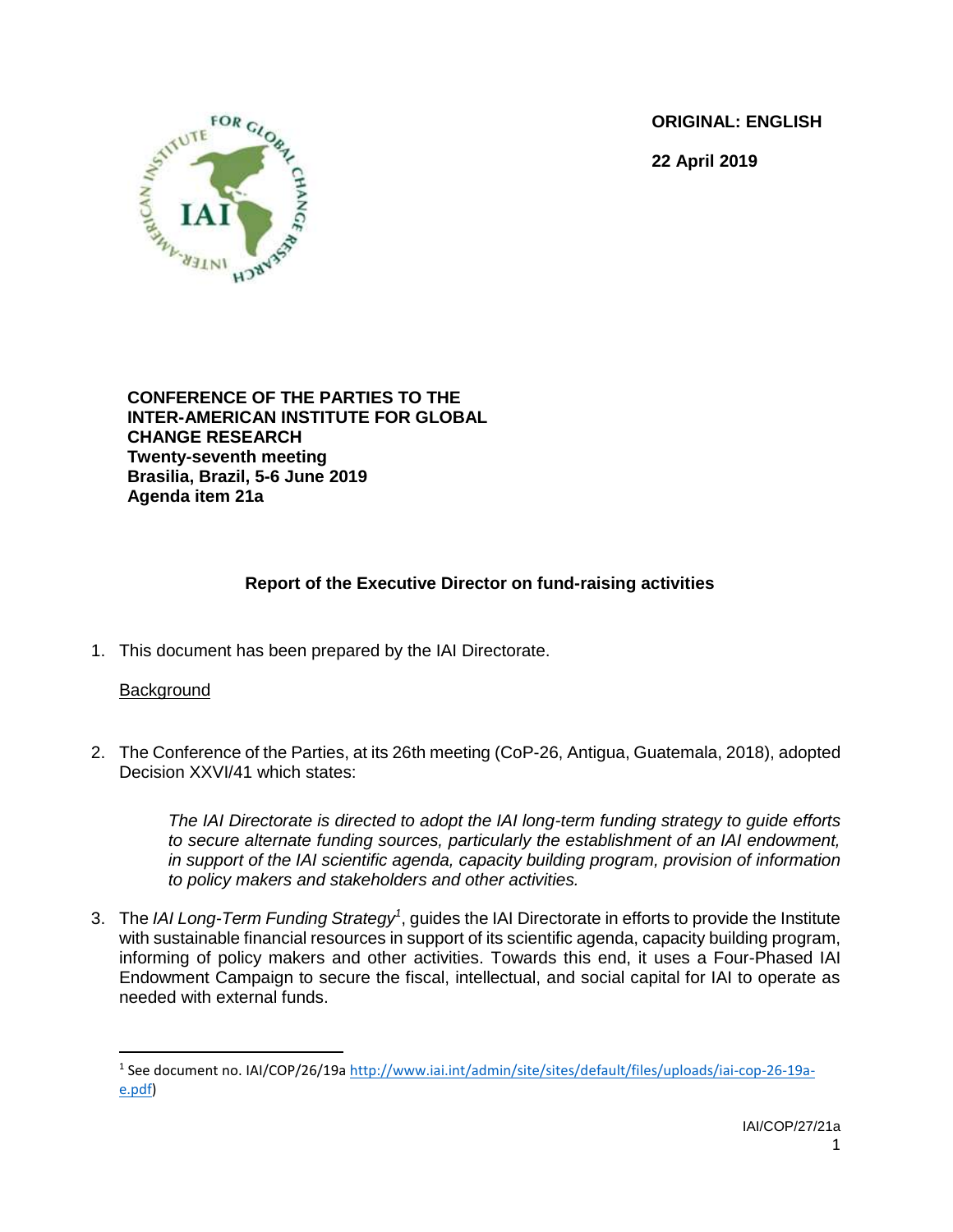**ORIGINAL: ENGLISH**

**22 April 2019**

**CONFERENCE OF THE PARTIES TO THE INTER-AMERICAN INSTITUTE FOR GLOBAL CHANGE RESEARCH**
**Twenty-seventh meeting**
**Brasilia, Brazil, 5-6 June 2019**
**Agenda item 21a**

## Report of the Executive Director on fund-raising activities

1. This document has been prepared by the IAI Directorate.

   Background

2. The Conference of the Parties, at its 26th meeting (CoP-26, Antigua, Guatemala, 2018), adopted Decision XXVI/41 which states:

   > *The IAI Directorate is directed to adopt the IAI long-term funding strategy to guide efforts to secure alternate funding sources, particularly the establishment of an IAI endowment, in support of the IAI scientific agenda, capacity building program, provision of information to policy makers and stakeholders and other activities.*

3. The *IAI Long-Term Funding Strategy*[1], guides the IAI Directorate in efforts to provide the Institute with sustainable financial resources in support of its scientific agenda, capacity building program, informing of policy makers and other activities. Towards this end, it uses a Four-Phased IAI Endowment Campaign to secure the fiscal, intellectual, and social capital for IAI to operate as needed with external funds.

[1] See document no. IAI/COP/26/19a http://www.iai.int/admin/site/sites/default/files/uploads/iai-cop-26-19a-e.pdf)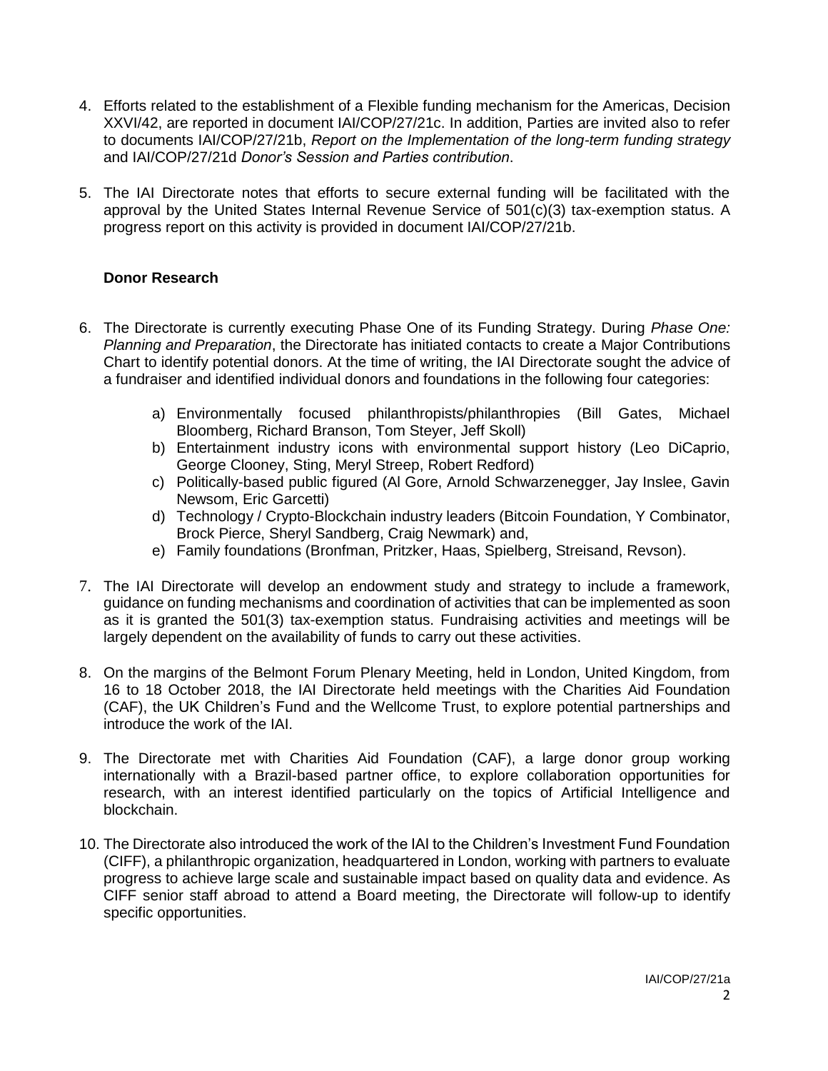4. Efforts related to the establishment of a Flexible funding mechanism for the Americas, Decision XXVI/42, are reported in document IAI/COP/27/21c. In addition, Parties are invited also to refer to documents IAI/COP/27/21b, *Report on the Implementation of the long-term funding strategy* and IAI/COP/27/21d *Donor's Session and Parties contribution*.

5. The IAI Directorate notes that efforts to secure external funding will be facilitated with the approval by the United States Internal Revenue Service of 501(c)(3) tax-exemption status. A progress report on this activity is provided in document IAI/COP/27/21b.

**Donor Research**

6. The Directorate is currently executing Phase One of its Funding Strategy. During *Phase One: Planning and Preparation*, the Directorate has initiated contacts to create a Major Contributions Chart to identify potential donors. At the time of writing, the IAI Directorate sought the advice of a fundraiser and identified individual donors and foundations in the following four categories:

   a) Environmentally focused philanthropists/philanthropies (Bill Gates, Michael Bloomberg, Richard Branson, Tom Steyer, Jeff Skoll)
   b) Entertainment industry icons with environmental support history (Leo DiCaprio, George Clooney, Sting, Meryl Streep, Robert Redford)
   c) Politically-based public figured (Al Gore, Arnold Schwarzenegger, Jay Inslee, Gavin Newsom, Eric Garcetti)
   d) Technology / Crypto-Blockchain industry leaders (Bitcoin Foundation, Y Combinator, Brock Pierce, Sheryl Sandberg, Craig Newmark) and,
   e) Family foundations (Bronfman, Pritzker, Haas, Spielberg, Streisand, Revson).

7. The IAI Directorate will develop an endowment study and strategy to include a framework, guidance on funding mechanisms and coordination of activities that can be implemented as soon as it is granted the 501(3) tax-exemption status. Fundraising activities and meetings will be largely dependent on the availability of funds to carry out these activities.

8. On the margins of the Belmont Forum Plenary Meeting, held in London, United Kingdom, from 16 to 18 October 2018, the IAI Directorate held meetings with the Charities Aid Foundation (CAF), the UK Children's Fund and the Wellcome Trust, to explore potential partnerships and introduce the work of the IAI.

9. The Directorate met with Charities Aid Foundation (CAF), a large donor group working internationally with a Brazil-based partner office, to explore collaboration opportunities for research, with an interest identified particularly on the topics of Artificial Intelligence and blockchain.

10. The Directorate also introduced the work of the IAI to the Children's Investment Fund Foundation (CIFF), a philanthropic organization, headquartered in London, working with partners to evaluate progress to achieve large scale and sustainable impact based on quality data and evidence. As CIFF senior staff abroad to attend a Board meeting, the Directorate will follow-up to identify specific opportunities.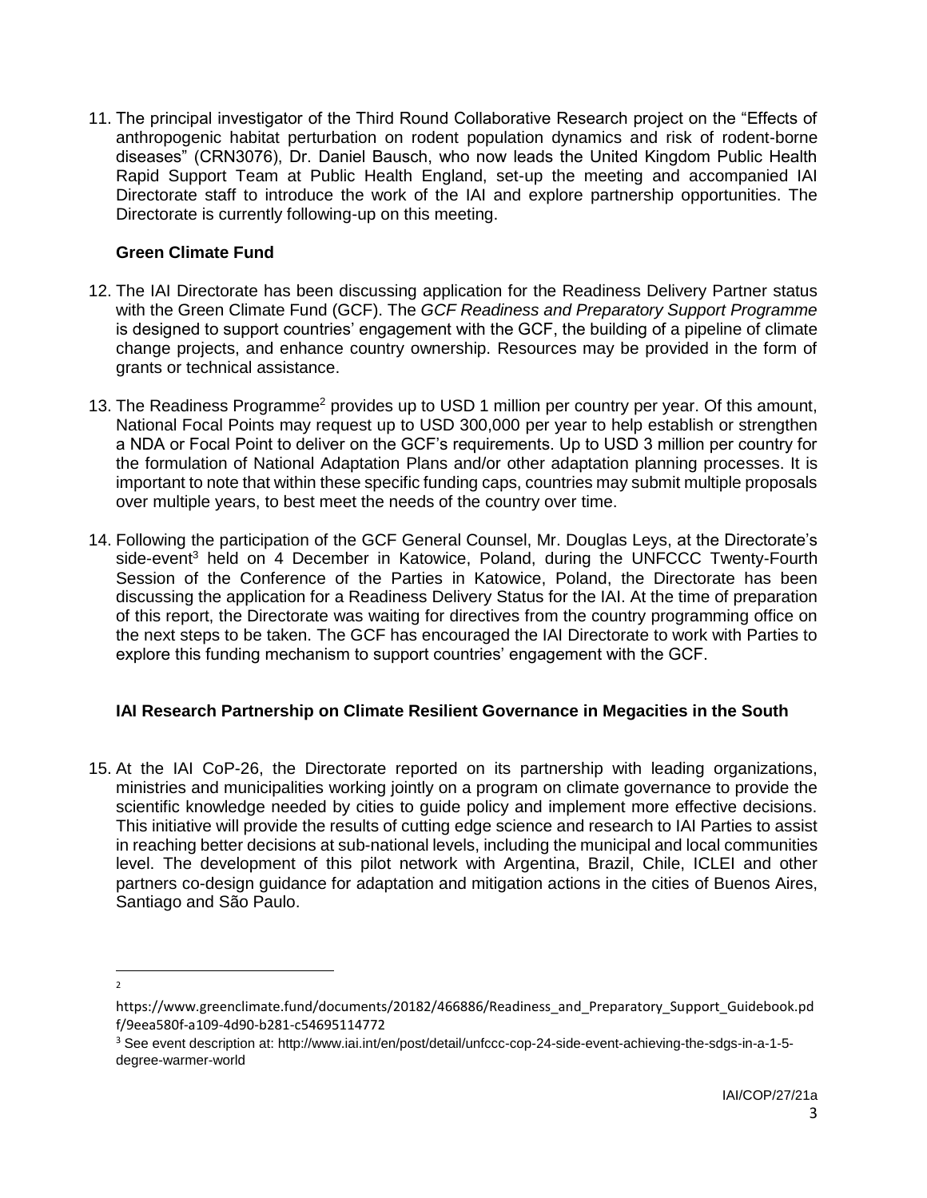11. The principal investigator of the Third Round Collaborative Research project on the "Effects of anthropogenic habitat perturbation on rodent population dynamics and risk of rodent-borne diseases" (CRN3076), Dr. Daniel Bausch, who now leads the United Kingdom Public Health Rapid Support Team at Public Health England, set-up the meeting and accompanied IAI Directorate staff to introduce the work of the IAI and explore partnership opportunities. The Directorate is currently following-up on this meeting.

**Green Climate Fund**

12. The IAI Directorate has been discussing application for the Readiness Delivery Partner status with the Green Climate Fund (GCF). The *GCF Readiness and Preparatory Support Programme* is designed to support countries' engagement with the GCF, the building of a pipeline of climate change projects, and enhance country ownership. Resources may be provided in the form of grants or technical assistance.

13. The Readiness Programme[2] provides up to USD 1 million per country per year. Of this amount, National Focal Points may request up to USD 300,000 per year to help establish or strengthen a NDA or Focal Point to deliver on the GCF's requirements. Up to USD 3 million per country for the formulation of National Adaptation Plans and/or other adaptation planning processes. It is important to note that within these specific funding caps, countries may submit multiple proposals over multiple years, to best meet the needs of the country over time.

14. Following the participation of the GCF General Counsel, Mr. Douglas Leys, at the Directorate's side-event[3] held on 4 December in Katowice, Poland, during the UNFCCC Twenty-Fourth Session of the Conference of the Parties in Katowice, Poland, the Directorate has been discussing the application for a Readiness Delivery Status for the IAI. At the time of preparation of this report, the Directorate was waiting for directives from the country programming office on the next steps to be taken. The GCF has encouraged the IAI Directorate to work with Parties to explore this funding mechanism to support countries' engagement with the GCF.

**IAI Research Partnership on Climate Resilient Governance in Megacities in the South**

15. At the IAI CoP-26, the Directorate reported on its partnership with leading organizations, ministries and municipalities working jointly on a program on climate governance to provide the scientific knowledge needed by cities to guide policy and implement more effective decisions. This initiative will provide the results of cutting edge science and research to IAI Parties to assist in reaching better decisions at sub-national levels, including the municipal and local communities level. The development of this pilot network with Argentina, Brazil, Chile, ICLEI and other partners co-design guidance for adaptation and mitigation actions in the cities of Buenos Aires, Santiago and São Paulo.

---

[2] https://www.greenclimate.fund/documents/20182/466886/Readiness_and_Preparatory_Support_Guidebook.pdf/9eea580f-a109-4d90-b281-c54695114772

[3] See event description at: http://www.iai.int/en/post/detail/unfccc-cop-24-side-event-achieving-the-sdgs-in-a-1-5-degree-warmer-world

IAI/COP/27/21a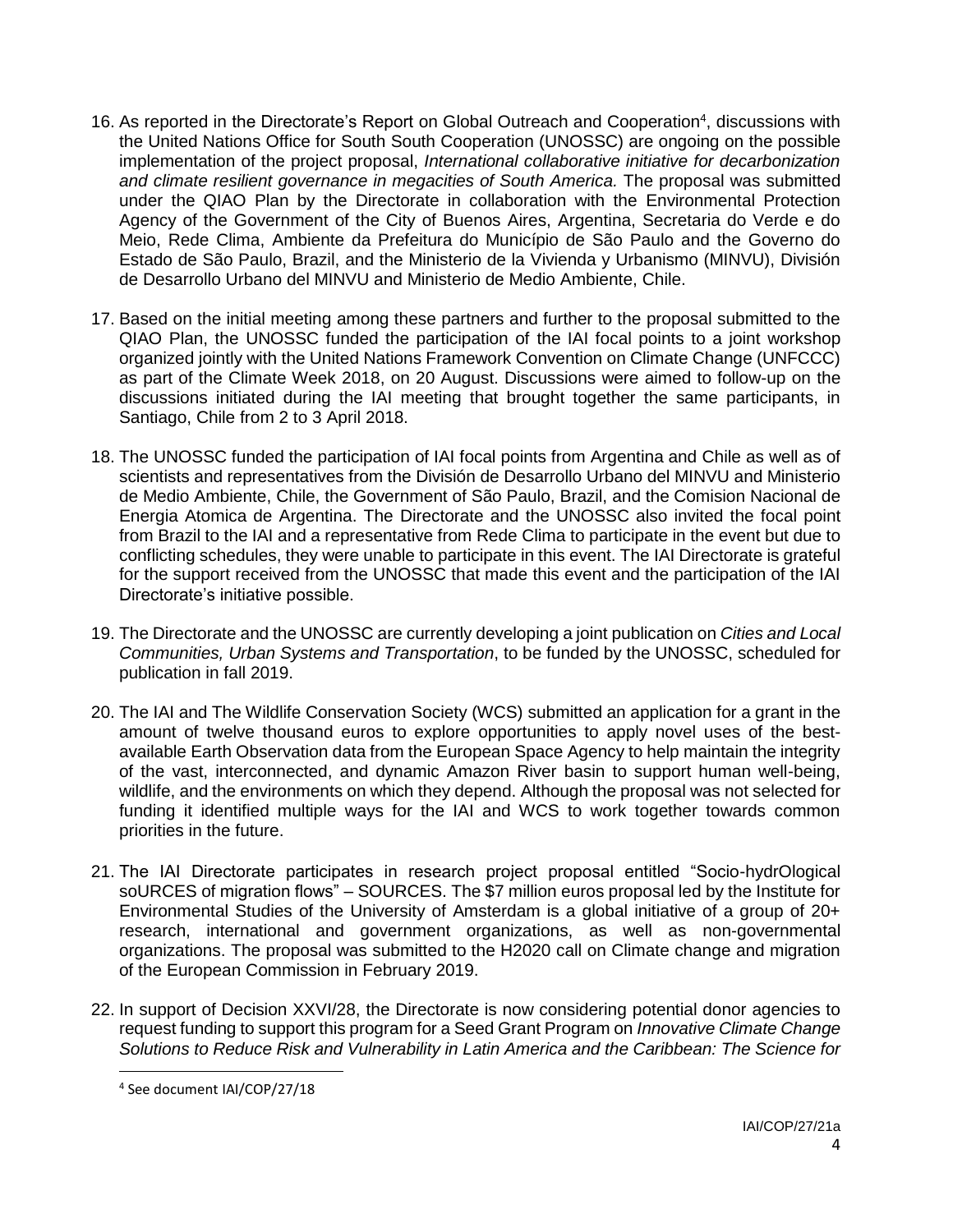16. As reported in the Directorate's Report on Global Outreach and Cooperation[4], discussions with the United Nations Office for South South Cooperation (UNOSSC) are ongoing on the possible implementation of the project proposal, *International collaborative initiative for decarbonization and climate resilient governance in megacities of South America.* The proposal was submitted under the QIAO Plan by the Directorate in collaboration with the Environmental Protection Agency of the Government of the City of Buenos Aires, Argentina, Secretaria do Verde e do Meio, Rede Clima, Ambiente da Prefeitura do Município de São Paulo and the Governo do Estado de São Paulo, Brazil, and the Ministerio de la Vivienda y Urbanismo (MINVU), División de Desarrollo Urbano del MINVU and Ministerio de Medio Ambiente, Chile.

17. Based on the initial meeting among these partners and further to the proposal submitted to the QIAO Plan, the UNOSSC funded the participation of the IAI focal points to a joint workshop organized jointly with the United Nations Framework Convention on Climate Change (UNFCCC) as part of the Climate Week 2018, on 20 August. Discussions were aimed to follow-up on the discussions initiated during the IAI meeting that brought together the same participants, in Santiago, Chile from 2 to 3 April 2018.

18. The UNOSSC funded the participation of IAI focal points from Argentina and Chile as well as of scientists and representatives from the División de Desarrollo Urbano del MINVU and Ministerio de Medio Ambiente, Chile, the Government of São Paulo, Brazil, and the Comision Nacional de Energia Atomica de Argentina. The Directorate and the UNOSSC also invited the focal point from Brazil to the IAI and a representative from Rede Clima to participate in the event but due to conflicting schedules, they were unable to participate in this event. The IAI Directorate is grateful for the support received from the UNOSSC that made this event and the participation of the IAI Directorate's initiative possible.

19. The Directorate and the UNOSSC are currently developing a joint publication on *Cities and Local Communities, Urban Systems and Transportation*, to be funded by the UNOSSC, scheduled for publication in fall 2019.

20. The IAI and The Wildlife Conservation Society (WCS) submitted an application for a grant in the amount of twelve thousand euros to explore opportunities to apply novel uses of the best-available Earth Observation data from the European Space Agency to help maintain the integrity of the vast, interconnected, and dynamic Amazon River basin to support human well-being, wildlife, and the environments on which they depend. Although the proposal was not selected for funding it identified multiple ways for the IAI and WCS to work together towards common priorities in the future.

21. The IAI Directorate participates in research project proposal entitled "Socio-hydrOlogical soURCES of migration flows" – SOURCES. The $7 million euros proposal led by the Institute for Environmental Studies of the University of Amsterdam is a global initiative of a group of 20+ research, international and government organizations, as well as non-governmental organizations. The proposal was submitted to the H2020 call on Climate change and migration of the European Commission in February 2019.

22. In support of Decision XXVI/28, the Directorate is now considering potential donor agencies to request funding to support this program for a Seed Grant Program on *Innovative Climate Change Solutions to Reduce Risk and Vulnerability in Latin America and the Caribbean: The Science for*

[4] See document IAI/COP/27/18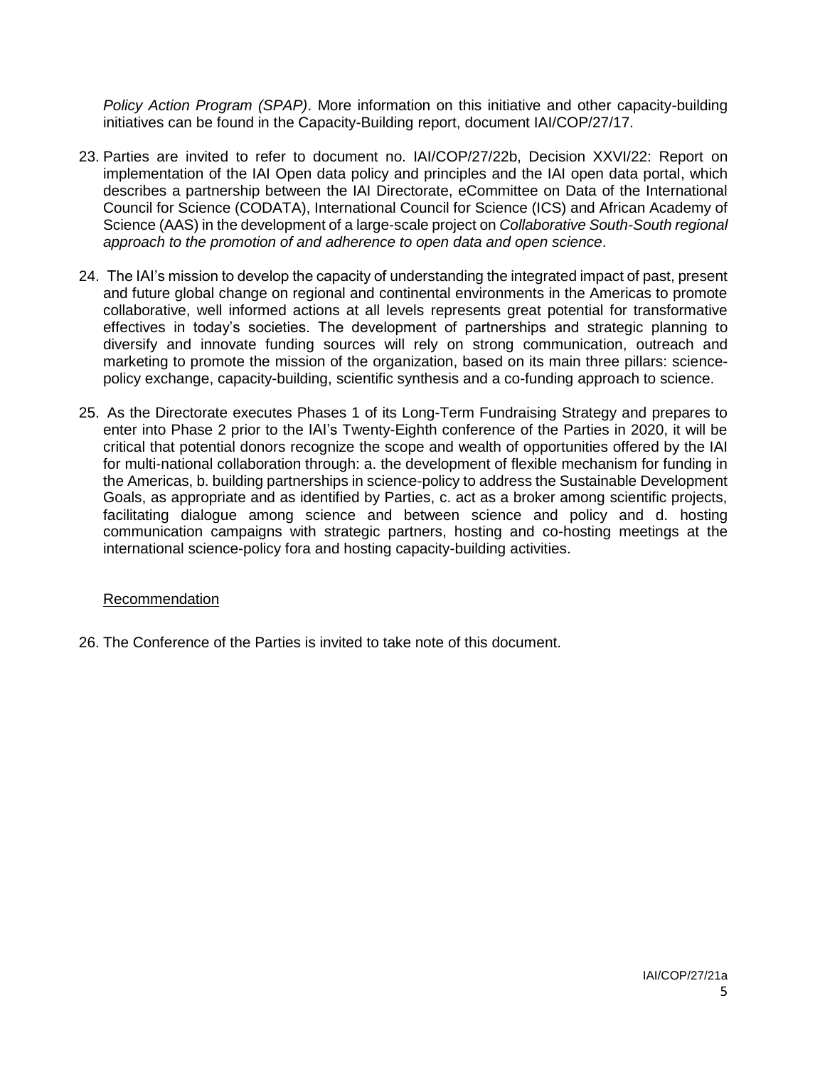*Policy Action Program (SPAP)*. More information on this initiative and other capacity-building initiatives can be found in the Capacity-Building report, document IAI/COP/27/17.

23. Parties are invited to refer to document no. IAI/COP/27/22b, Decision XXVI/22: Report on implementation of the IAI Open data policy and principles and the IAI open data portal, which describes a partnership between the IAI Directorate, eCommittee on Data of the International Council for Science (CODATA), International Council for Science (ICS) and African Academy of Science (AAS) in the development of a large-scale project on *Collaborative South-South regional approach to the promotion of and adherence to open data and open science*.

24. The IAI's mission to develop the capacity of understanding the integrated impact of past, present and future global change on regional and continental environments in the Americas to promote collaborative, well informed actions at all levels represents great potential for transformative effectives in today's societies. The development of partnerships and strategic planning to diversify and innovate funding sources will rely on strong communication, outreach and marketing to promote the mission of the organization, based on its main three pillars: science-policy exchange, capacity-building, scientific synthesis and a co-funding approach to science.

25. As the Directorate executes Phases 1 of its Long-Term Fundraising Strategy and prepares to enter into Phase 2 prior to the IAI's Twenty-Eighth conference of the Parties in 2020, it will be critical that potential donors recognize the scope and wealth of opportunities offered by the IAI for multi-national collaboration through: a. the development of flexible mechanism for funding in the Americas, b. building partnerships in science-policy to address the Sustainable Development Goals, as appropriate and as identified by Parties, c. act as a broker among scientific projects, facilitating dialogue among science and between science and policy and d. hosting communication campaigns with strategic partners, hosting and co-hosting meetings at the international science-policy fora and hosting capacity-building activities.

Recommendation

26. The Conference of the Parties is invited to take note of this document.